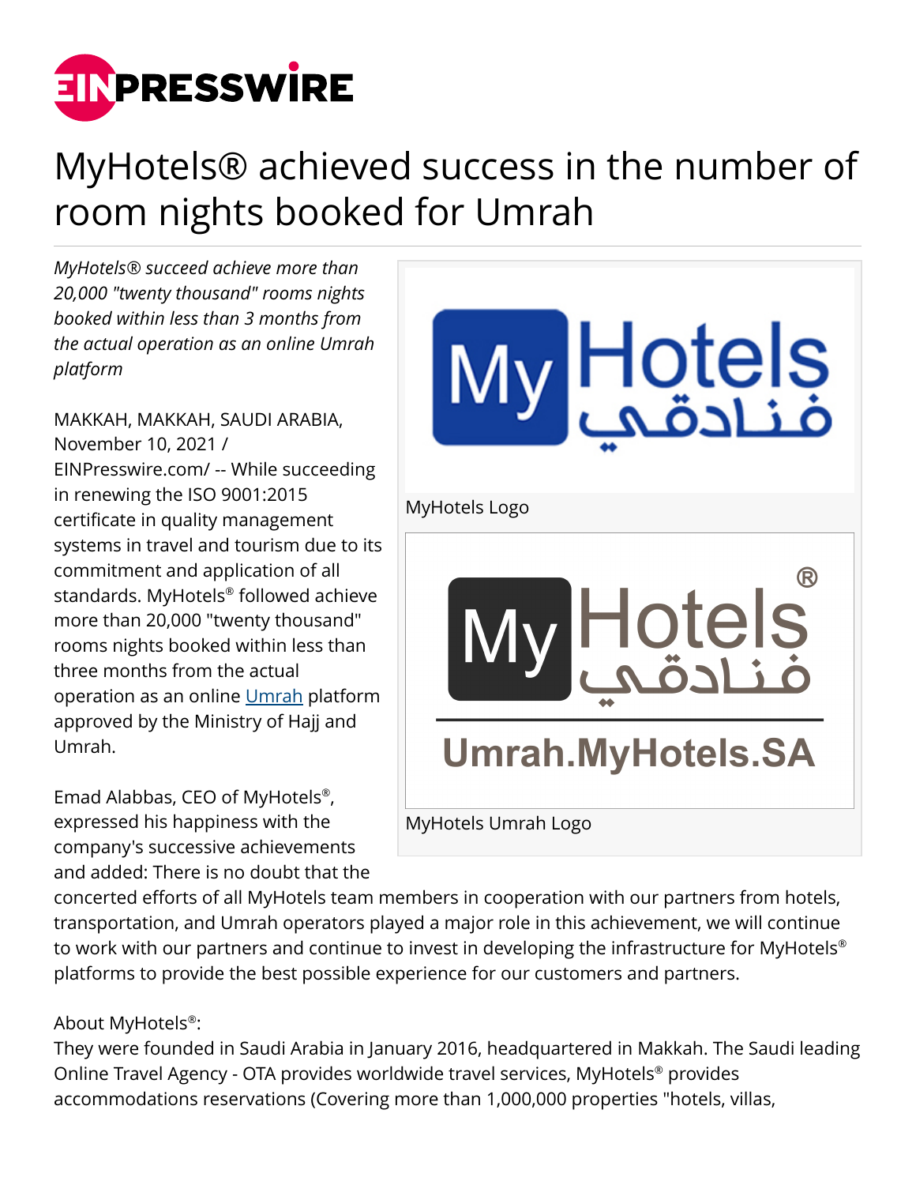# MyHotels® achieved success in the number of room nights booked for Umrah

*MyHotels® succeed achieve more than 20,000 "twenty thousand" rooms nights booked within less than 3 months from the actual operation as an online Umrah platform*

MyHotels Logo

MyHotels Umrah Logo

MAKKAH, MAKKAH, SAUDI ARABIA, November 10, 2021 / EINPresswire.com/ -- While succeeding in renewing the ISO 9001:2015 certificate in quality management systems in travel and tourism due to its commitment and application of all standards. MyHotels® followed achieve more than 20,000 "twenty thousand" rooms nights booked within less than three months from the actual operation as an online Umrah platform approved by the Ministry of Hajj and Umrah.

Emad Alabbas, CEO of MyHotels®, expressed his happiness with the company's successive achievements and added: There is no doubt that the concerted efforts of all MyHotels team members in cooperation with our partners from hotels, transportation, and Umrah operators played a major role in this achievement, we will continue to work with our partners and continue to invest in developing the infrastructure for MyHotels® platforms to provide the best possible experience for our customers and partners.

About MyHotels®:
They were founded in Saudi Arabia in January 2016, headquartered in Makkah. The Saudi leading Online Travel Agency - OTA provides worldwide travel services, MyHotels® provides accommodations reservations (Covering more than 1,000,000 properties "hotels, villas,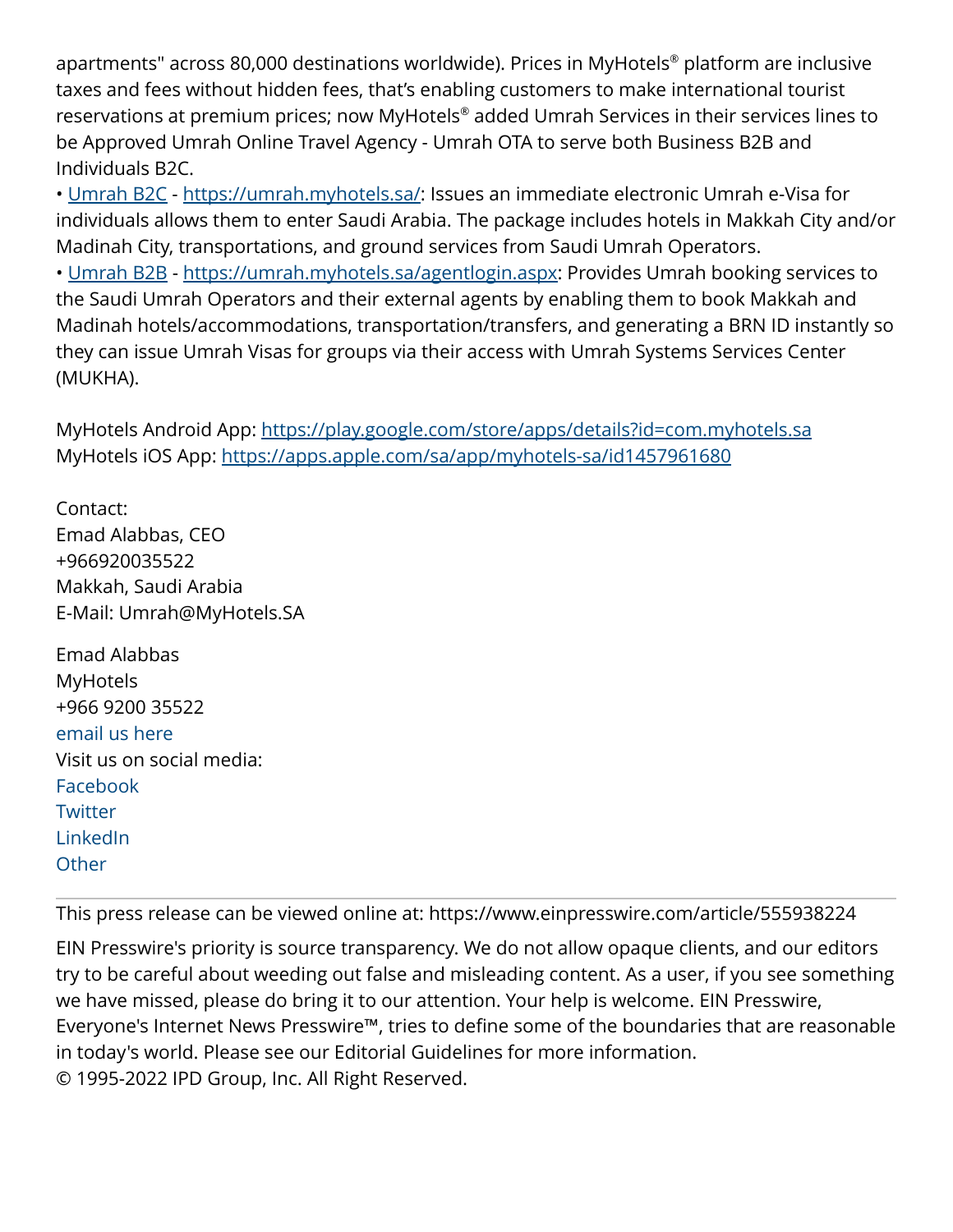apartments" across 80,000 destinations worldwide). Prices in MyHotels® platform are inclusive taxes and fees without hidden fees, that's enabling customers to make international tourist reservations at premium prices; now MyHotels® added Umrah Services in their services lines to be Approved Umrah Online Travel Agency - Umrah OTA to serve both Business B2B and Individuals B2C.

• Umrah B2C - https://umrah.myhotels.sa/: Issues an immediate electronic Umrah e-Visa for individuals allows them to enter Saudi Arabia. The package includes hotels in Makkah City and/or Madinah City, transportations, and ground services from Saudi Umrah Operators.

• Umrah B2B - https://umrah.myhotels.sa/agentlogin.aspx: Provides Umrah booking services to the Saudi Umrah Operators and their external agents by enabling them to book Makkah and Madinah hotels/accommodations, transportation/transfers, and generating a BRN ID instantly so they can issue Umrah Visas for groups via their access with Umrah Systems Services Center (MUKHA).

MyHotels Android App: https://play.google.com/store/apps/details?id=com.myhotels.sa
MyHotels iOS App: https://apps.apple.com/sa/app/myhotels-sa/id1457961680

Contact:
Emad Alabbas, CEO
+966920035522
Makkah, Saudi Arabia
E-Mail: Umrah@MyHotels.SA

Emad Alabbas
MyHotels
+966 9200 35522
email us here
Visit us on social media:
Facebook
Twitter
LinkedIn
Other

---

This press release can be viewed online at: https://www.einpresswire.com/article/555938224

EIN Presswire's priority is source transparency. We do not allow opaque clients, and our editors try to be careful about weeding out false and misleading content. As a user, if you see something we have missed, please do bring it to our attention. Your help is welcome. EIN Presswire, Everyone's Internet News Presswire™, tries to define some of the boundaries that are reasonable in today's world. Please see our Editorial Guidelines for more information.
© 1995-2022 IPD Group, Inc. All Right Reserved.